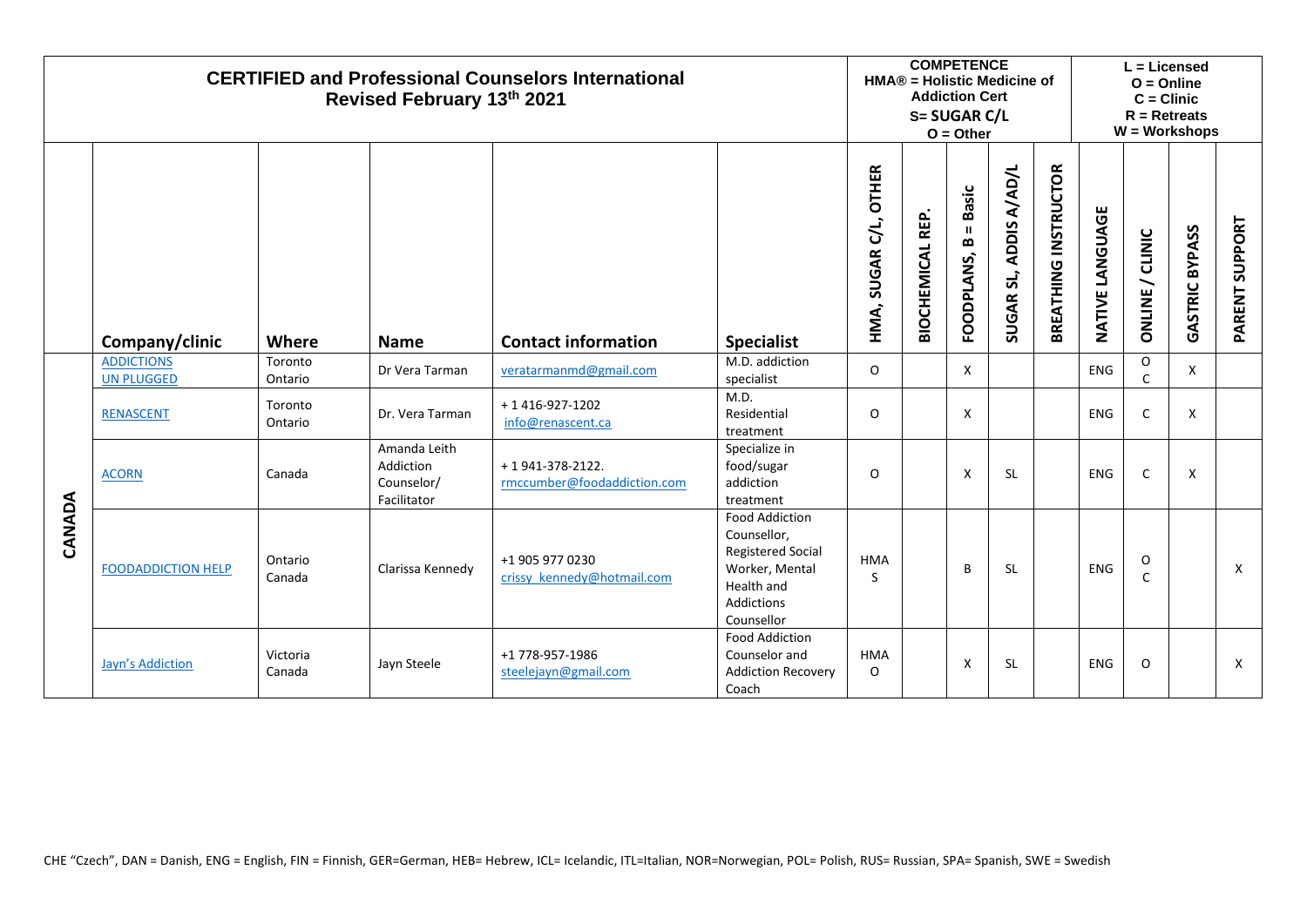| CERTIFIED and Professional Counselors International Revised February 13th 2021 | | | | | | COMPETENCE HMA® = Holistic Medicine of Addiction Cert S= SUGAR C/L O = Other | | | | | L = Licensed O = Online C = Clinic R = Retreats W = Workshops | | | |
|---|---|---|---|---|---|---|---|---|---|---|---|---|---|---|
| | Company/clinic | Where | Name | Contact information | Specialist | HMA, SUGAR C/L, OTHER | BIOCHEMICAL REP. | FOODPLANS, B = Basic | SUGAR SL, ADDIS A/AD/L | BREATHING INSTRUCTOR | NATIVE LANGUAGE | ONLINE / CLINIC | GASTRIC BYPASS | PARENT SUPPORT |
| CANADA | ADDICTIONS UN PLUGGED | Toronto Ontario | Dr Vera Tarman | veratarmanmd@gmail.com | M.D. addiction specialist | O | | X | | | ENG | O C | X | |
| | RENASCENT | Toronto Ontario | Dr. Vera Tarman | + 1 416-927-1202 info@renascent.ca | M.D. Residential treatment | O | | X | | | ENG | C | X | |
| | ACORN | Canada | Amanda Leith Addiction Counselor/ Facilitator | + 1 941-378-2122. rmccumber@foodaddiction.com | Specialize in food/sugar addiction treatment | O | | X | SL | | ENG | C | X | |
| | FOODADDICTION HELP | Ontario Canada | Clarissa Kennedy | +1 905 977 0230 crissy_kennedy@hotmail.com | Food Addiction Counsellor, Registered Social Worker, Mental Health and Addictions Counsellor | HMA S | | B | SL | | ENG | O C | | X |
| | Jayn's Addiction | Victoria Canada | Jayn Steele | +1 778-957-1986 steelejayn@gmail.com | Food Addiction Counselor and Addiction Recovery Coach | HMA O | | X | SL | | ENG | O | | X |

CHE "Czech", DAN = Danish, ENG = English, FIN = Finnish, GER=German, HEB= Hebrew, ICL= Icelandic, ITL=Italian, NOR=Norwegian, POL= Polish, RUS= Russian, SPA= Spanish, SWE = Swedish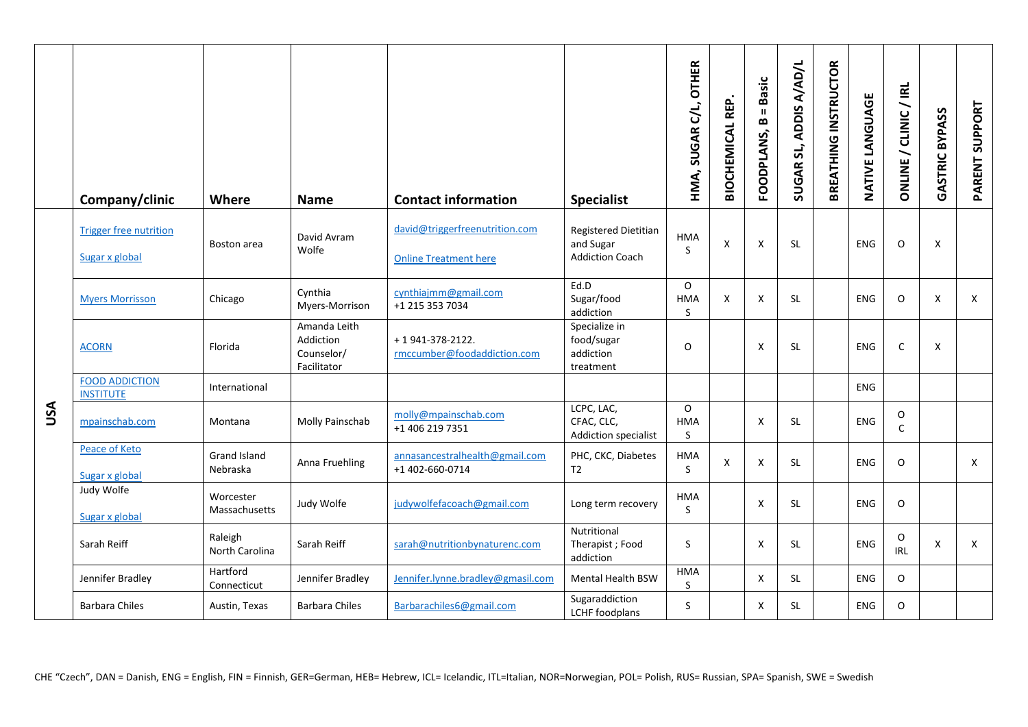| | Company/clinic | Where | Name | Contact information | Specialist | HMA, SUGAR C/L, OTHER | BIOCHEMICAL REP. | FOODPLANS, B = Basic | SUGAR SL, ADDIS A/AD/L | BREATHING INSTRUCTOR | NATIVE LANGUAGE | ONLINE / CLINIC / IRL | GASTRIC BYPASS | PARENT SUPPORT |
|---|---|---|---|---|---|---|---|---|---|---|---|---|---|---|
| USA | Trigger free nutrition<br>Sugar x global | Boston area | David Avram Wolfe | david@triggerfreenutrition.com<br>Online Treatment here | Registered Dietitian and Sugar Addiction Coach | HMA S | X | X | SL | | ENG | O | X | |
| | Myers Morrisson | Chicago | Cynthia Myers-Morrison | cynthiajmm@gmail.com<br>+1 215 353 7034 | Ed.D Sugar/food addiction | O HMA S | X | X | SL | | ENG | O | X | X |
| | ACORN | Florida | Amanda Leith Addiction Counselor/ Facilitator | + 1 941-378-2122.<br>rmccumber@foodaddiction.com | Specialize in food/sugar addiction treatment | O | | X | SL | | ENG | C | X | |
| | FOOD ADDICTION INSTITUTE | International | | | | | | | | | ENG | | | |
| | mpainschab.com | Montana | Molly Painschab | molly@mpainschab.com<br>+1 406 219 7351 | LCPC, LAC, CFAC, CLC, Addiction specialist | O HMA S | | X | SL | | ENG | O C | | |
| | Peace of Keto<br>Sugar x global | Grand Island Nebraska | Anna Fruehling | annasancestralhealth@gmail.com<br>+1 402-660-0714 | PHC, CKC, Diabetes T2 | HMA S | X | X | SL | | ENG | O | | X |
| | Judy Wolfe<br>Sugar x global | Worcester Massachusetts | Judy Wolfe | judywolfefacoach@gmail.com | Long term recovery | HMA S | | X | SL | | ENG | O | | |
| | Sarah Reiff | Raleigh North Carolina | Sarah Reiff | sarah@nutritionbynaturenc.com | Nutritional Therapist ; Food addiction | S | | X | SL | | ENG | O IRL | X | X |
| | Jennifer Bradley | Hartford Connecticut | Jennifer Bradley | Jennifer.lynne.bradley@gmasil.com | Mental Health BSW | HMA S | | X | SL | | ENG | O | | |
| | Barbara Chiles | Austin, Texas | Barbara Chiles | Barbarachiles6@gmail.com | Sugaraddiction LCHF foodplans | S | | X | SL | | ENG | O | | |

CHE "Czech", DAN = Danish, ENG = English, FIN = Finnish, GER=German, HEB= Hebrew, ICL= Icelandic, ITL=Italian, NOR=Norwegian, POL= Polish, RUS= Russian, SPA= Spanish, SWE = Swedish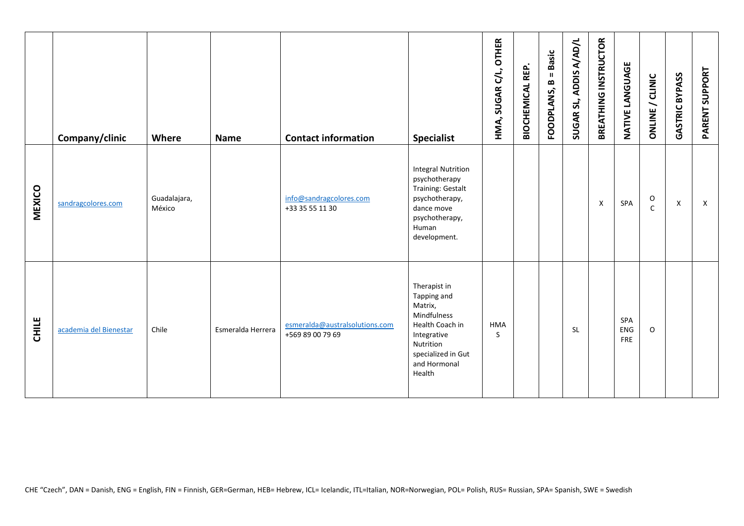| | Company/clinic | Where | Name | Contact information | Specialist | HMA, SUGAR C/L, OTHER | BIOCHEMICAL REP. | FOODPLANS, B = Basic | SUGAR SL, ADDIS A/AD/L | BREATHING INSTRUCTOR | NATIVE LANGUAGE | ONLINE / CLINIC | GASTRIC BYPASS | PARENT SUPPORT |
|---|---|---|---|---|---|---|---|---|---|---|---|---|---|---|
| **MEXICO** | sandragcolores.com | Guadalajara, México | | info@sandragcolores.com +33 35 55 11 30 | Integral Nutrition psychotherapy Training: Gestalt psychotherapy, dance move psychotherapy, Human development. | | | | | X | SPA | O C | X | X |
| **CHILE** | academia del Bienestar | Chile | Esmeralda Herrera | esmeralda@australsolutions.com +569 89 00 79 69 | Therapist in Tapping and Matrix, Mindfulness Health Coach in Integrative Nutrition specialized in Gut and Hormonal Health | HMA S | | | SL | | SPA ENG FRE | O | | |

CHE "Czech", DAN = Danish, ENG = English, FIN = Finnish, GER=German, HEB= Hebrew, ICL= Icelandic, ITL=Italian, NOR=Norwegian, POL= Polish, RUS= Russian, SPA= Spanish, SWE = Swedish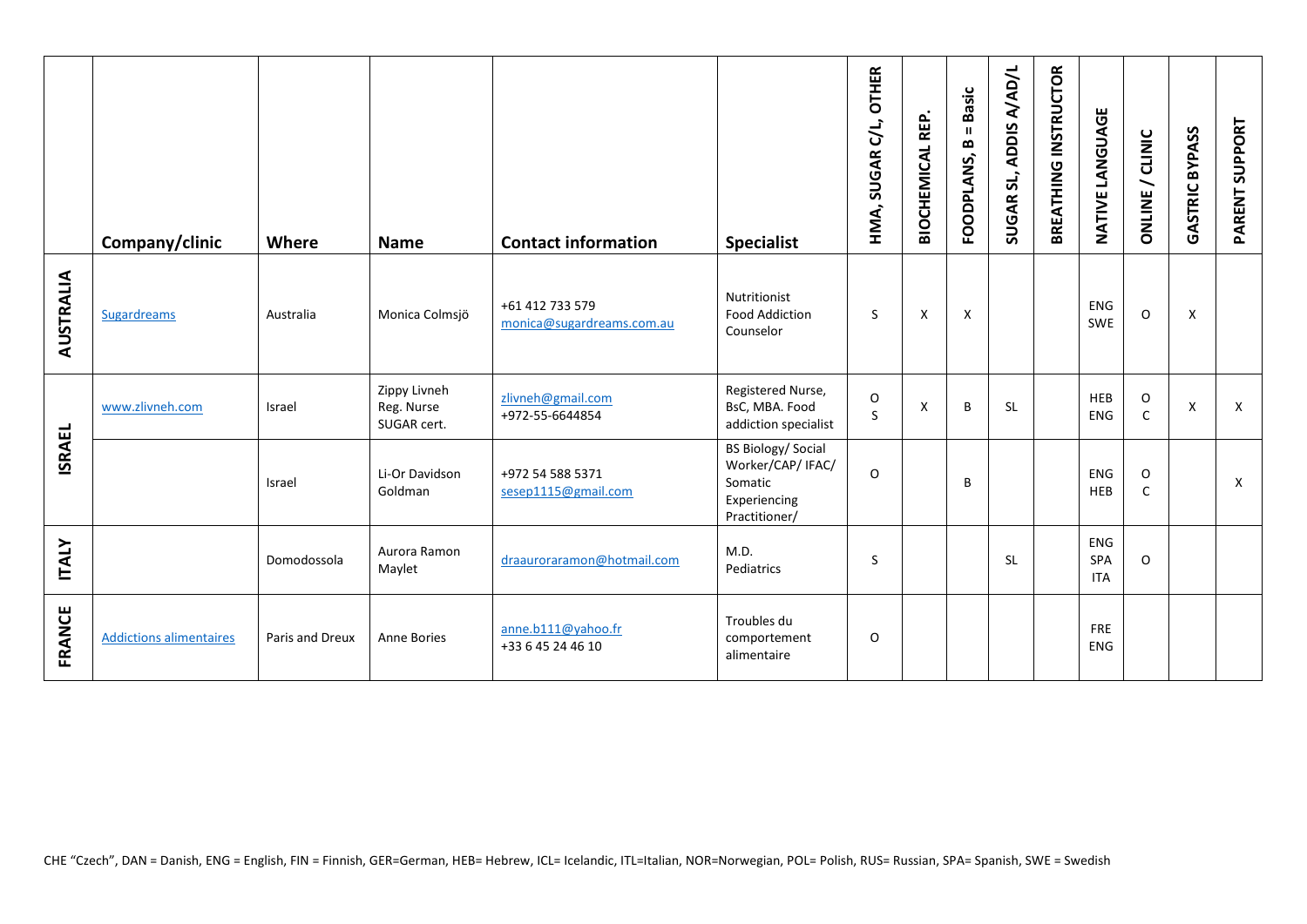| | Company/clinic | Where | Name | Contact information | Specialist | HMA, SUGAR C/L, OTHER | BIOCHEMICAL REP. | FOODPLANS, B = Basic | SUGAR SL, ADDIS A/AD/L | BREATHING INSTRUCTOR | NATIVE LANGUAGE | ONLINE / CLINIC | GASTRIC BYPASS | PARENT SUPPORT |
|---|---|---|---|---|---|---|---|---|---|---|---|---|---|---|
| AUSTRALIA | Sugardreams | Australia | Monica Colmsjö | +61 412 733 579 monica@sugardreams.com.au | Nutritionist Food Addiction Counselor | S | X | X | | | ENG SWE | O | X | |
| ISRAEL | www.zlivneh.com | Israel | Zippy Livneh Reg. Nurse SUGAR cert. | zlivneh@gmail.com +972-55-6644854 | Registered Nurse, BsC, MBA. Food addiction specialist | O S | X | B | SL | | HEB ENG | O C | X | X |
| | | Israel | Li-Or Davidson Goldman | +972 54 588 5371 sesep1115@gmail.com | BS Biology/ Social Worker/CAP/ IFAC/ Somatic Experiencing Practitioner/ | O | | B | | | ENG HEB | O C | | X |
| ITALY | | Domodossola | Aurora Ramon Maylet | draauroraramon@hotmail.com | M.D. Pediatrics | S | | | SL | | ENG SPA ITA | O | | |
| FRANCE | Addictions alimentaires | Paris and Dreux | Anne Bories | anne.b111@yahoo.fr +33 6 45 24 46 10 | Troubles du comportement alimentaire | O | | | | | FRE ENG | | | |

CHE "Czech", DAN = Danish, ENG = English, FIN = Finnish, GER=German, HEB= Hebrew, ICL= Icelandic, ITL=Italian, NOR=Norwegian, POL= Polish, RUS= Russian, SPA= Spanish, SWE = Swedish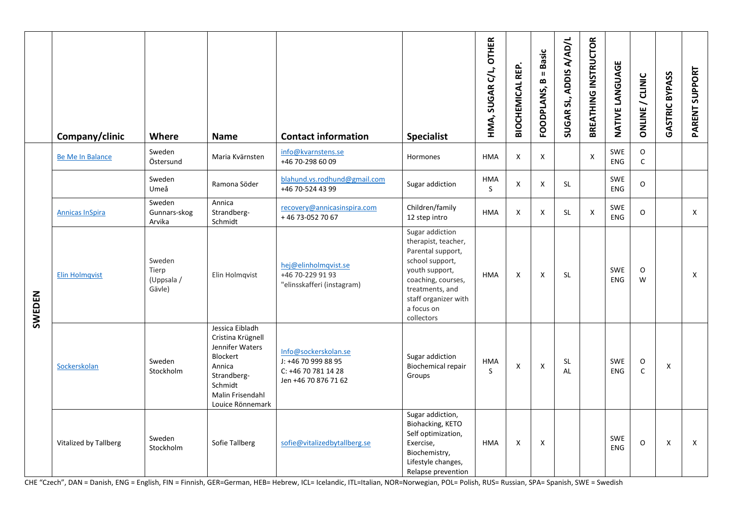| | Company/clinic | Where | Name | Contact information | Specialist | HMA, SUGAR C/L, OTHER | BIOCHEMICAL REP. | FOODPLANS, B = Basic | SUGAR SL, ADDIS A/AD/L | BREATHING INSTRUCTOR | NATIVE LANGUAGE | ONLINE / CLINIC | GASTRIC BYPASS | PARENT SUPPORT |
|---|---|---|---|---|---|---|---|---|---|---|---|---|---|---|
| SWEDEN | Be Me In Balance | Sweden Östersund | Maria Kvärnsten | info@kvarnstens.se +46 70-298 60 09 | Hormones | HMA | X | X | | X | SWE ENG | O C | | |
| | | Sweden Umeå | Ramona Söder | blahund.vs.rodhund@gmail.com +46 70-524 43 99 | Sugar addiction | HMA S | X | X | SL | | SWE ENG | O | | |
| | Annicas InSpira | Sweden Gunnars-skog Arvika | Annica Strandberg-Schmidt | recovery@annicasinspira.com + 46 73-052 70 67 | Children/family 12 step intro | HMA | X | X | SL | X | SWE ENG | O | | X |
| | Elin Holmqvist | Sweden Tierp (Uppsala / Gävle) | Elin Holmqvist | hej@elinholmqvist.se +46 70-229 91 93 "elinsskafferi (instagram) | Sugar addiction therapist, teacher, Parental support, school support, youth support, coaching, courses, treatments, and staff organizer with a focus on collectors | HMA | X | X | SL | | SWE ENG | O W | | X |
| | Sockerskolan | Sweden Stockholm | Jessica Eibladh Cristina Krügnell Jennifer Waters Blockert Annica Strandberg-Schmidt Malin Frisendahl Louice Rönnemark | Info@sockerskolan.se J: +46 70 999 88 95 C: +46 70 781 14 28 Jen +46 70 876 71 62 | Sugar addiction Biochemical repair Groups | HMA S | X | X | SL AL | | SWE ENG | O C | X | |
| | Vitalized by Tallberg | Sweden Stockholm | Sofie Tallberg | sofie@vitalizedbytallberg.se | Sugar addiction, Biohacking, KETO Self optimization, Exercise, Biochemistry, Lifestyle changes, Relapse prevention | HMA | X | X | | | SWE ENG | O | X | X |

CHE "Czech", DAN = Danish, ENG = English, FIN = Finnish, GER=German, HEB= Hebrew, ICL= Icelandic, ITL=Italian, NOR=Norwegian, POL= Polish, RUS= Russian, SPA= Spanish, SWE = Swedish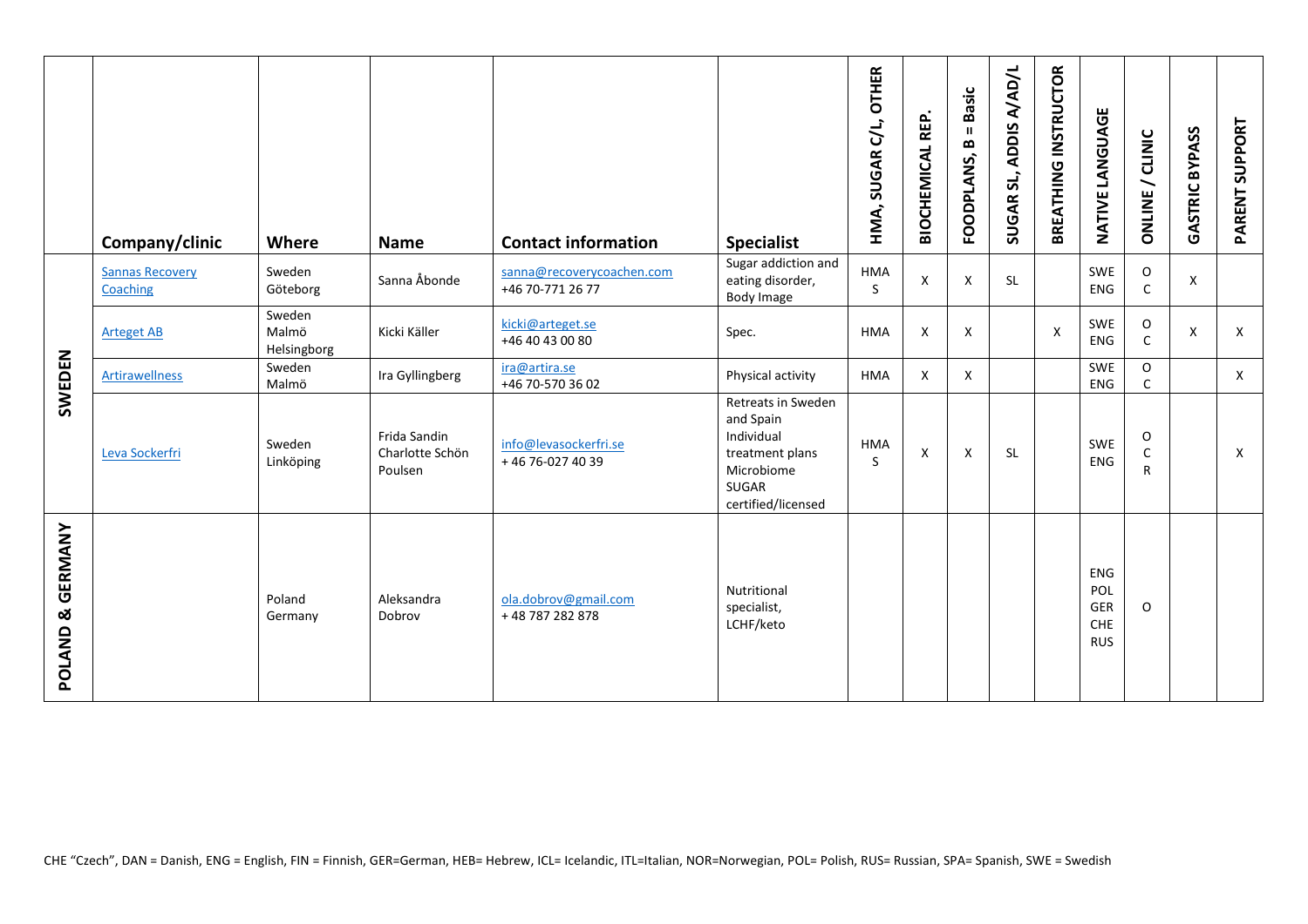| | Company/clinic | Where | Name | Contact information | Specialist | HMA, SUGAR C/L, OTHER | BIOCHEMICAL REP. | FOODPLANS, B = Basic | SUGAR SL, ADDIS A/AD/L | BREATHING INSTRUCTOR | NATIVE LANGUAGE | ONLINE / CLINIC | GASTRIC BYPASS | PARENT SUPPORT |
|---|---|---|---|---|---|---|---|---|---|---|---|---|---|---|
| SWEDEN | Sannas Recovery Coaching | Sweden Göteborg | Sanna Åbonde | sanna@recoverycoachen.com +46 70-771 26 77 | Sugar addiction and eating disorder, Body Image | HMA S | X | X | SL | | SWE ENG | O C | X | |
| | Arteget AB | Sweden Malmö Helsingborg | Kicki Käller | kicki@arteget.se +46 40 43 00 80 | Spec. | HMA | X | X | | X | SWE ENG | O C | X | X |
| | Artirawellness | Sweden Malmö | Ira Gyllingberg | ira@artira.se +46 70-570 36 02 | Physical activity | HMA | X | X | | | SWE ENG | O C | | X |
| | Leva Sockerfri | Sweden Linköping | Frida Sandin Charlotte Schön Poulsen | info@levasockerfri.se + 46 76-027 40 39 | Retreats in Sweden and Spain Individual treatment plans Microbiome SUGAR certified/licensed | HMA S | X | X | SL | | SWE ENG | O C R | | X |
| POLAND & GERMANY | | Poland Germany | Aleksandra Dobrov | ola.dobrov@gmail.com + 48 787 282 878 | Nutritional specialist, LCHF/keto | | | | | | ENG POL GER CHE RUS | O | | |

CHE "Czech", DAN = Danish, ENG = English, FIN = Finnish, GER=German, HEB= Hebrew, ICL= Icelandic, ITL=Italian, NOR=Norwegian, POL= Polish, RUS= Russian, SPA= Spanish, SWE = Swedish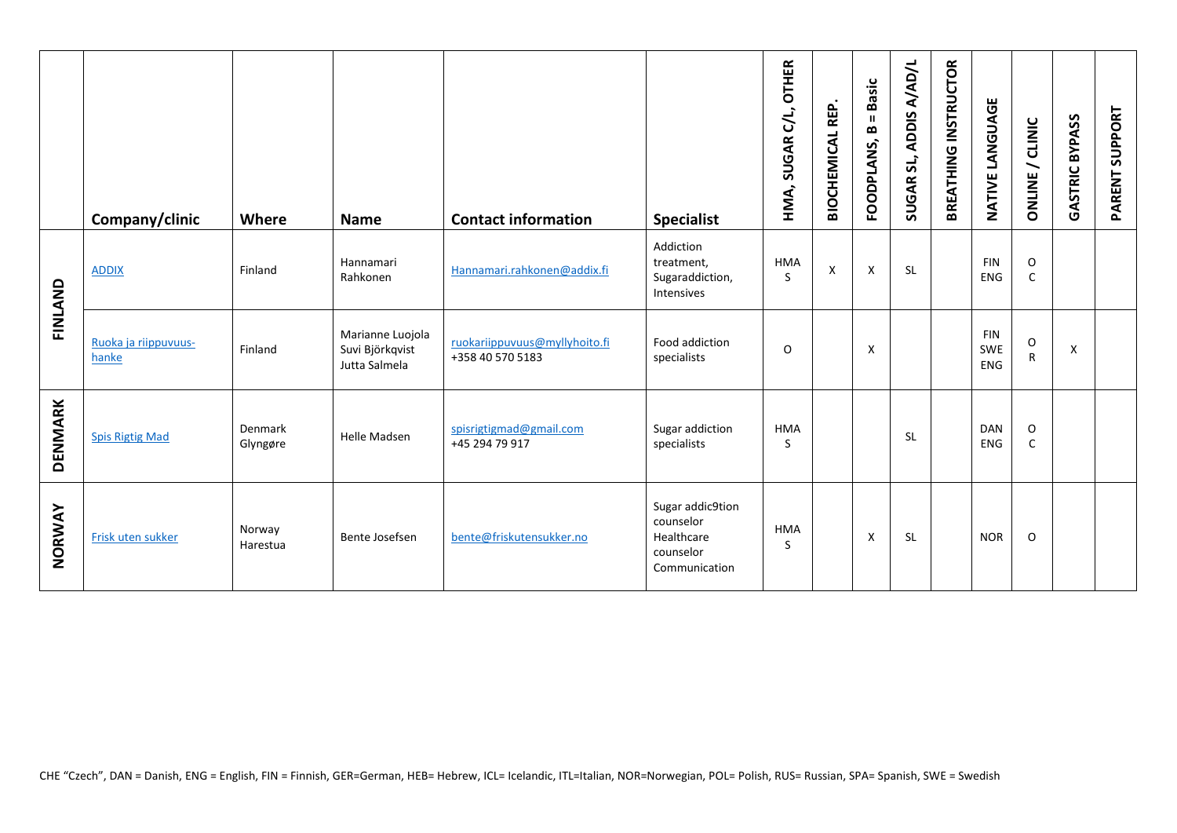| | Company/clinic | Where | Name | Contact information | Specialist | HMA, SUGAR C/L, OTHER | BIOCHEMICAL REP. | FOODPLANS, B = Basic | SUGAR SL, ADDIS A/AD/L | BREATHING INSTRUCTOR | NATIVE LANGUAGE | ONLINE / CLINIC | GASTRIC BYPASS | PARENT SUPPORT |
|---|---|---|---|---|---|---|---|---|---|---|---|---|---|---|
| FINLAND | ADDIX | Finland | Hannamari Rahkonen | Hannamari.rahkonen@addix.fi | Addiction treatment, Sugaraddiction, Intensives | HMA S | X | X | SL | | FIN ENG | O C | | |
| | Ruoka ja riippuvuus-hanke | Finland | Marianne Luojola Suvi Björkqvist Jutta Salmela | ruokariippuvuus@myllyhoito.fi +358 40 570 5183 | Food addiction specialists | O | | X | | | FIN SWE ENG | O R | X | |
| DENMARK | Spis Rigtig Mad | Denmark Glyngøre | Helle Madsen | spisrigtigmad@gmail.com +45 294 79 917 | Sugar addiction specialists | HMA S | | | SL | | DAN ENG | O C | | |
| NORWAY | Frisk uten sukker | Norway Harestua | Bente Josefsen | bente@friskutensukker.no | Sugar addic9tion counselor Healthcare counselor Communication | HMA S | | X | SL | | NOR | O | | |

CHE "Czech", DAN = Danish, ENG = English, FIN = Finnish, GER=German, HEB= Hebrew, ICL= Icelandic, ITL=Italian, NOR=Norwegian, POL= Polish, RUS= Russian, SPA= Spanish, SWE = Swedish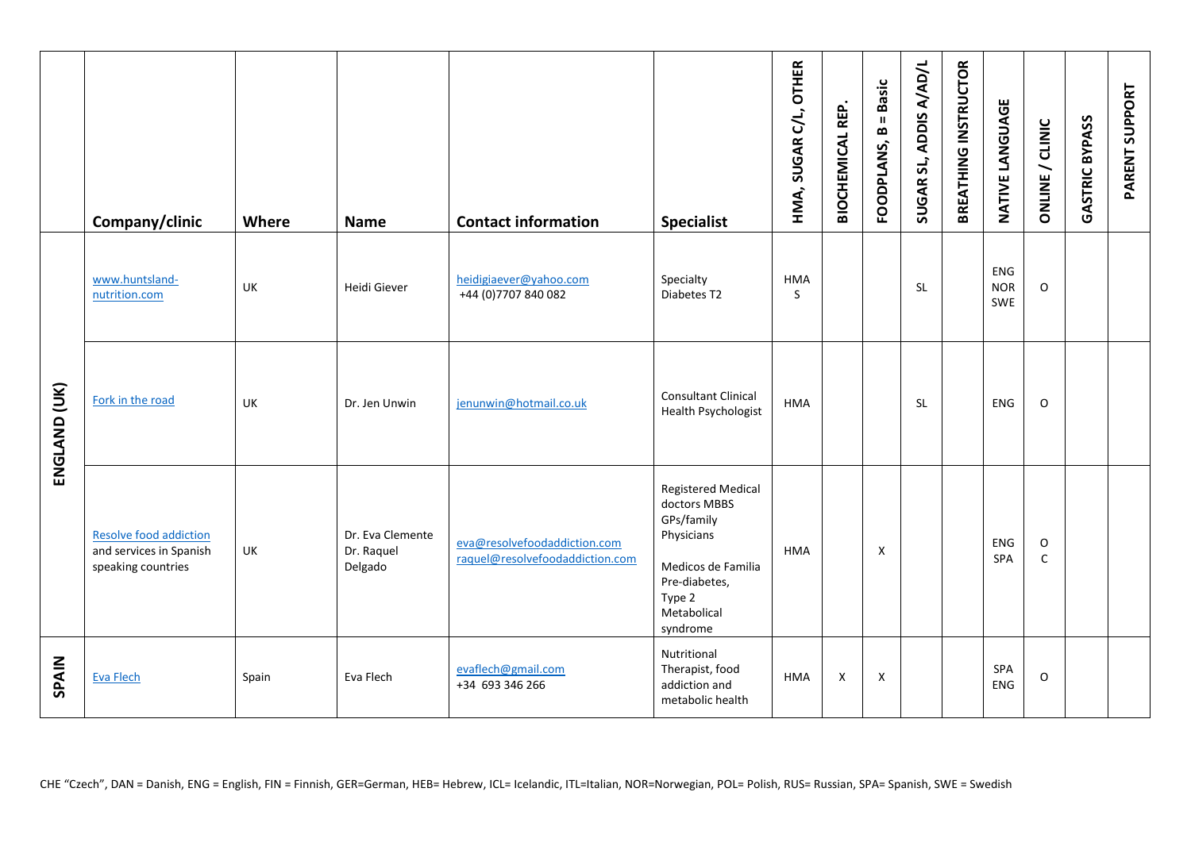| | Company/clinic | Where | Name | Contact information | Specialist | HMA, SUGAR C/L, OTHER | BIOCHEMICAL REP. | FOODPLANS, B = Basic | SUGAR SL, ADDIS A/AD/L | BREATHING INSTRUCTOR | NATIVE LANGUAGE | ONLINE / CLINIC | GASTRIC BYPASS | PARENT SUPPORT |
|---|---|---|---|---|---|---|---|---|---|---|---|---|---|---|
| ENGLAND (UK) | www.huntsland-nutrition.com | UK | Heidi Giever | heidigiaever@yahoo.com +44 (0)7707 840 082 | Specialty Diabetes T2 | HMA S | | | SL | | ENG NOR SWE | O | | |
| | Fork in the road | UK | Dr. Jen Unwin | jenunwin@hotmail.co.uk | Consultant Clinical Health Psychologist | HMA | | | SL | | ENG | O | | |
| | Resolve food addiction and services in Spanish speaking countries | UK | Dr. Eva Clemente Dr. Raquel Delgado | eva@resolvefoodaddiction.com raquel@resolvefoodaddiction.com | Registered Medical doctors MBBS GPs/family Physicians Medicos de Familia Pre-diabetes, Type 2 Metabolical syndrome | HMA | | X | | | ENG SPA | O C | | |
| SPAIN | Eva Flech | Spain | Eva Flech | evaflech@gmail.com +34 693 346 266 | Nutritional Therapist, food addiction and metabolic health | HMA | X | X | | | SPA ENG | O | | |

CHE "Czech", DAN = Danish, ENG = English, FIN = Finnish, GER=German, HEB= Hebrew, ICL= Icelandic, ITL=Italian, NOR=Norwegian, POL= Polish, RUS= Russian, SPA= Spanish, SWE = Swedish